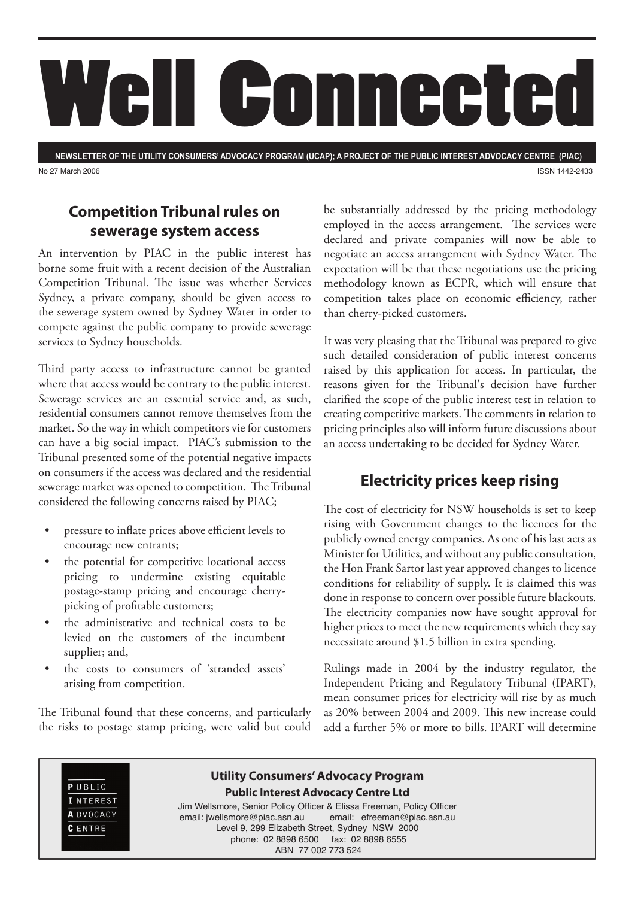# Well Connected

**NEWSLETTER OF THE UTILITY CONSUMERS' ADVOCACY PROGRAM (UCAP); A PROJECT OF THE PUBLIC INTEREST ADVOCACY CENTRE (PIAC)**

No 27 March 2006

ISSN 1442-2433

## Competition Tribunal rules on sewerage system access

An intervention by PIAC in the public interest has borne some fruit with a recent decision of the Australian Competition Tribunal. The issue was whether Services Sydney, a private company, should be given access to the sewerage system owned by Sydney Water in order to compete against the public company to provide sewerage services to Sydney households.

Third party access to infrastructure cannot be granted where that access would be contrary to the public interest. Sewerage services are an essential service and, as such, residential consumers cannot remove themselves from the market. So the way in which competitors vie for customers can have a big social impact. PIAC's submission to the Tribunal presented some of the potential negative impacts on consumers if the access was declared and the residential sewerage market was opened to competition. The Tribunal considered the following concerns raised by PIAC;

- pressure to inflate prices above efficient levels to encourage new entrants;
- the potential for competitive locational access pricing to undermine existing equitable postage-stamp pricing and encourage cherry-picking of profitable customers;
- the administrative and technical costs to be levied on the customers of the incumbent supplier; and,
- the costs to consumers of 'stranded assets' arising from competition.

The Tribunal found that these concerns, and particularly the risks to postage stamp pricing, were valid but could be substantially addressed by the pricing methodology employed in the access arrangement. The services were declared and private companies will now be able to negotiate an access arrangement with Sydney Water. The expectation will be that these negotiations use the pricing methodology known as ECPR, which will ensure that competition takes place on economic efficiency, rather than cherry-picked customers.

It was very pleasing that the Tribunal was prepared to give such detailed consideration of public interest concerns raised by this application for access. In particular, the reasons given for the Tribunal's decision have further clarified the scope of the public interest test in relation to creating competitive markets. The comments in relation to pricing principles also will inform future discussions about an access undertaking to be decided for Sydney Water.

## Electricity prices keep rising

The cost of electricity for NSW households is set to keep rising with Government changes to the licences for the publicly owned energy companies. As one of his last acts as Minister for Utilities, and without any public consultation, the Hon Frank Sartor last year approved changes to licence conditions for reliability of supply. It is claimed this was done in response to concern over possible future blackouts. The electricity companies now have sought approval for higher prices to meet the new requirements which they say necessitate around $1.5 billion in extra spending.

Rulings made in 2004 by the industry regulator, the Independent Pricing and Regulatory Tribunal (IPART), mean consumer prices for electricity will rise by as much as 20% between 2004 and 2009. This new increase could add a further 5% or more to bills. IPART will determine

---

**PUBLIC INTEREST ADVOCACY CENTRE**

**Utility Consumers' Advocacy Program**

**Public Interest Advocacy Centre Ltd**

Jim Wellsmore, Senior Policy Officer & Elissa Freeman, Policy Officer
email: jwellsmore@piac.asn.au email: efreeman@piac.asn.au
Level 9, 299 Elizabeth Street, Sydney NSW 2000
phone: 02 8898 6500 fax: 02 8898 6555
ABN 77 002 773 524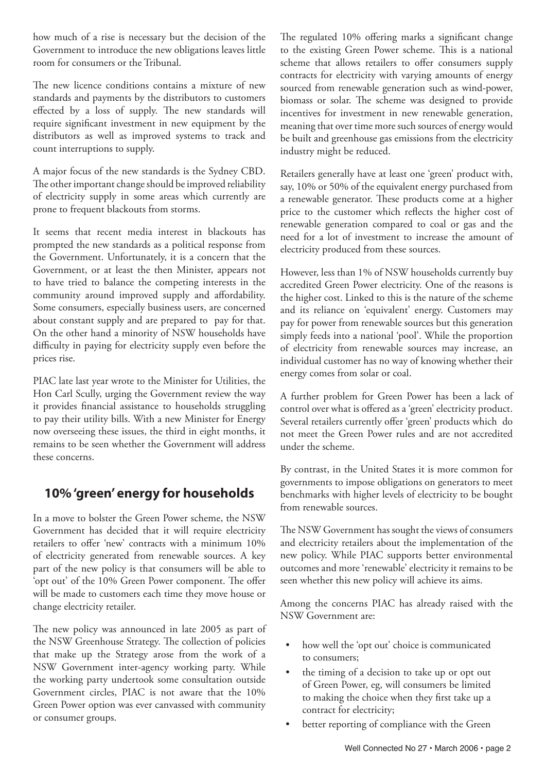how much of a rise is necessary but the decision of the Government to introduce the new obligations leaves little room for consumers or the Tribunal.

The new licence conditions contains a mixture of new standards and payments by the distributors to customers effected by a loss of supply. The new standards will require significant investment in new equipment by the distributors as well as improved systems to track and count interruptions to supply.

A major focus of the new standards is the Sydney CBD. The other important change should be improved reliability of electricity supply in some areas which currently are prone to frequent blackouts from storms.

It seems that recent media interest in blackouts has prompted the new standards as a political response from the Government. Unfortunately, it is a concern that the Government, or at least the then Minister, appears not to have tried to balance the competing interests in the community around improved supply and affordability. Some consumers, especially business users, are concerned about constant supply and are prepared to pay for that. On the other hand a minority of NSW households have difficulty in paying for electricity supply even before the prices rise.

PIAC late last year wrote to the Minister for Utilities, the Hon Carl Scully, urging the Government review the way it provides financial assistance to households struggling to pay their utility bills. With a new Minister for Energy now overseeing these issues, the third in eight months, it remains to be seen whether the Government will address these concerns.

## 10% 'green' energy for households

In a move to bolster the Green Power scheme, the NSW Government has decided that it will require electricity retailers to offer 'new' contracts with a minimum 10% of electricity generated from renewable sources. A key part of the new policy is that consumers will be able to 'opt out' of the 10% Green Power component. The offer will be made to customers each time they move house or change electricity retailer.

The new policy was announced in late 2005 as part of the NSW Greenhouse Strategy. The collection of policies that make up the Strategy arose from the work of a NSW Government inter-agency working party. While the working party undertook some consultation outside Government circles, PIAC is not aware that the 10% Green Power option was ever canvassed with community or consumer groups.

The regulated 10% offering marks a significant change to the existing Green Power scheme. This is a national scheme that allows retailers to offer consumers supply contracts for electricity with varying amounts of energy sourced from renewable generation such as wind-power, biomass or solar. The scheme was designed to provide incentives for investment in new renewable generation, meaning that over time more such sources of energy would be built and greenhouse gas emissions from the electricity industry might be reduced.

Retailers generally have at least one 'green' product with, say, 10% or 50% of the equivalent energy purchased from a renewable generator. These products come at a higher price to the customer which reflects the higher cost of renewable generation compared to coal or gas and the need for a lot of investment to increase the amount of electricity produced from these sources.

However, less than 1% of NSW households currently buy accredited Green Power electricity. One of the reasons is the higher cost. Linked to this is the nature of the scheme and its reliance on 'equivalent' energy. Customers may pay for power from renewable sources but this generation simply feeds into a national 'pool'. While the proportion of electricity from renewable sources may increase, an individual customer has no way of knowing whether their energy comes from solar or coal.

A further problem for Green Power has been a lack of control over what is offered as a 'green' electricity product. Several retailers currently offer 'green' products which do not meet the Green Power rules and are not accredited under the scheme.

By contrast, in the United States it is more common for governments to impose obligations on generators to meet benchmarks with higher levels of electricity to be bought from renewable sources.

The NSW Government has sought the views of consumers and electricity retailers about the implementation of the new policy. While PIAC supports better environmental outcomes and more 'renewable' electricity it remains to be seen whether this new policy will achieve its aims.

Among the concerns PIAC has already raised with the NSW Government are:

- how well the 'opt out' choice is communicated to consumers;
- the timing of a decision to take up or opt out of Green Power, eg, will consumers be limited to making the choice when they first take up a contract for electricity;
- better reporting of compliance with the Green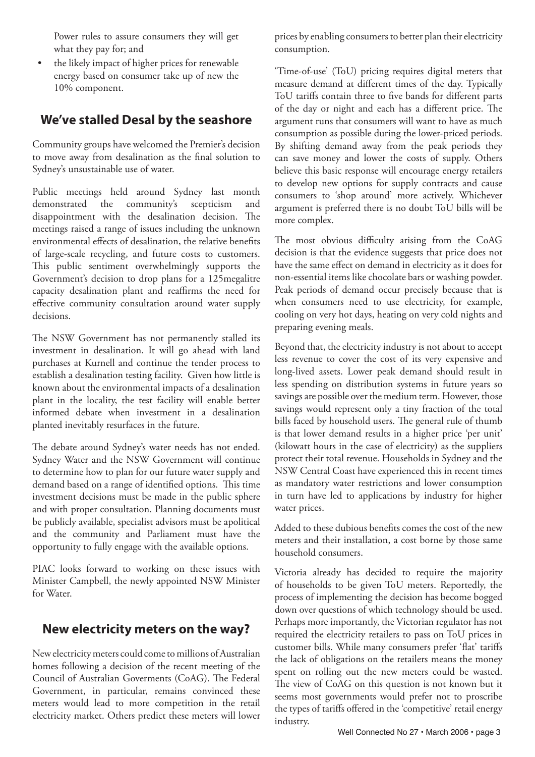Power rules to assure consumers they will get what they pay for; and

- the likely impact of higher prices for renewable energy based on consumer take up of new the 10% component.

## We've stalled Desal by the seashore

Community groups have welcomed the Premier's decision to move away from desalination as the final solution to Sydney's unsustainable use of water.

Public meetings held around Sydney last month demonstrated the community's scepticism and disappointment with the desalination decision. The meetings raised a range of issues including the unknown environmental effects of desalination, the relative benefits of large-scale recycling, and future costs to customers. This public sentiment overwhelmingly supports the Government's decision to drop plans for a 125megalitre capacity desalination plant and reaffirms the need for effective community consultation around water supply decisions.

The NSW Government has not permanently stalled its investment in desalination. It will go ahead with land purchases at Kurnell and continue the tender process to establish a desalination testing facility. Given how little is known about the environmental impacts of a desalination plant in the locality, the test facility will enable better informed debate when investment in a desalination planted inevitably resurfaces in the future.

The debate around Sydney's water needs has not ended. Sydney Water and the NSW Government will continue to determine how to plan for our future water supply and demand based on a range of identified options. This time investment decisions must be made in the public sphere and with proper consultation. Planning documents must be publicly available, specialist advisors must be apolitical and the community and Parliament must have the opportunity to fully engage with the available options.

PIAC looks forward to working on these issues with Minister Campbell, the newly appointed NSW Minister for Water.

## New electricity meters on the way?

New electricity meters could come to millions of Australian homes following a decision of the recent meeting of the Council of Australian Goverments (CoAG). The Federal Government, in particular, remains convinced these meters would lead to more competition in the retail electricity market. Others predict these meters will lower prices by enabling consumers to better plan their electricity consumption.

'Time-of-use' (ToU) pricing requires digital meters that measure demand at different times of the day. Typically ToU tariffs contain three to five bands for different parts of the day or night and each has a different price. The argument runs that consumers will want to have as much consumption as possible during the lower-priced periods. By shifting demand away from the peak periods they can save money and lower the costs of supply. Others believe this basic response will encourage energy retailers to develop new options for supply contracts and cause consumers to 'shop around' more actively. Whichever argument is preferred there is no doubt ToU bills will be more complex.

The most obvious difficulty arising from the CoAG decision is that the evidence suggests that price does not have the same effect on demand in electricity as it does for non-essential items like chocolate bars or washing powder. Peak periods of demand occur precisely because that is when consumers need to use electricity, for example, cooling on very hot days, heating on very cold nights and preparing evening meals.

Beyond that, the electricity industry is not about to accept less revenue to cover the cost of its very expensive and long-lived assets. Lower peak demand should result in less spending on distribution systems in future years so savings are possible over the medium term. However, those savings would represent only a tiny fraction of the total bills faced by household users. The general rule of thumb is that lower demand results in a higher price 'per unit' (kilowatt hours in the case of electricity) as the suppliers protect their total revenue. Households in Sydney and the NSW Central Coast have experienced this in recent times as mandatory water restrictions and lower consumption in turn have led to applications by industry for higher water prices.

Added to these dubious benefits comes the cost of the new meters and their installation, a cost borne by those same household consumers.

Victoria already has decided to require the majority of households to be given ToU meters. Reportedly, the process of implementing the decision has become bogged down over questions of which technology should be used. Perhaps more importantly, the Victorian regulator has not required the electricity retailers to pass on ToU prices in customer bills. While many consumers prefer 'flat' tariffs the lack of obligations on the retailers means the money spent on rolling out the new meters could be wasted. The view of CoAG on this question is not known but it seems most governments would prefer not to proscribe the types of tariffs offered in the 'competitive' retail energy industry.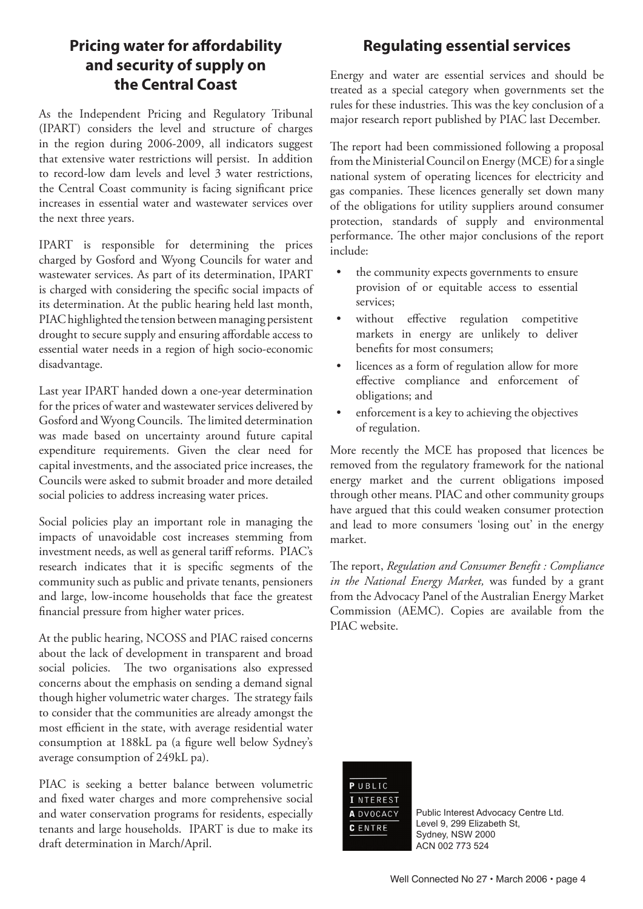## Pricing water for affordability and security of supply on the Central Coast

As the Independent Pricing and Regulatory Tribunal (IPART) considers the level and structure of charges in the region during 2006-2009, all indicators suggest that extensive water restrictions will persist. In addition to record-low dam levels and level 3 water restrictions, the Central Coast community is facing significant price increases in essential water and wastewater services over the next three years.

IPART is responsible for determining the prices charged by Gosford and Wyong Councils for water and wastewater services. As part of its determination, IPART is charged with considering the specific social impacts of its determination. At the public hearing held last month, PIAC highlighted the tension between managing persistent drought to secure supply and ensuring affordable access to essential water needs in a region of high socio-economic disadvantage.

Last year IPART handed down a one-year determination for the prices of water and wastewater services delivered by Gosford and Wyong Councils. The limited determination was made based on uncertainty around future capital expenditure requirements. Given the clear need for capital investments, and the associated price increases, the Councils were asked to submit broader and more detailed social policies to address increasing water prices.

Social policies play an important role in managing the impacts of unavoidable cost increases stemming from investment needs, as well as general tariff reforms. PIAC's research indicates that it is specific segments of the community such as public and private tenants, pensioners and large, low-income households that face the greatest financial pressure from higher water prices.

At the public hearing, NCOSS and PIAC raised concerns about the lack of development in transparent and broad social policies. The two organisations also expressed concerns about the emphasis on sending a demand signal though higher volumetric water charges. The strategy fails to consider that the communities are already amongst the most efficient in the state, with average residential water consumption at 188kL pa (a figure well below Sydney's average consumption of 249kL pa).

PIAC is seeking a better balance between volumetric and fixed water charges and more comprehensive social and water conservation programs for residents, especially tenants and large households. IPART is due to make its draft determination in March/April.

## Regulating essential services

Energy and water are essential services and should be treated as a special category when governments set the rules for these industries. This was the key conclusion of a major research report published by PIAC last December.

The report had been commissioned following a proposal from the Ministerial Council on Energy (MCE) for a single national system of operating licences for electricity and gas companies. These licences generally set down many of the obligations for utility suppliers around consumer protection, standards of supply and environmental performance. The other major conclusions of the report include:

- the community expects governments to ensure provision of or equitable access to essential services;
- without effective regulation competitive markets in energy are unlikely to deliver benefits for most consumers;
- licences as a form of regulation allow for more effective compliance and enforcement of obligations; and
- enforcement is a key to achieving the objectives of regulation.

More recently the MCE has proposed that licences be removed from the regulatory framework for the national energy market and the current obligations imposed through other means. PIAC and other community groups have argued that this could weaken consumer protection and lead to more consumers 'losing out' in the energy market.

The report, *Regulation and Consumer Benefit : Compliance in the National Energy Market,* was funded by a grant from the Advocacy Panel of the Australian Energy Market Commission (AEMC). Copies are available from the PIAC website.

PUBLIC INTEREST ADVOCACY CENTRE

Public Interest Advocacy Centre Ltd.
Level 9, 299 Elizabeth St,
Sydney, NSW 2000
ACN 002 773 524